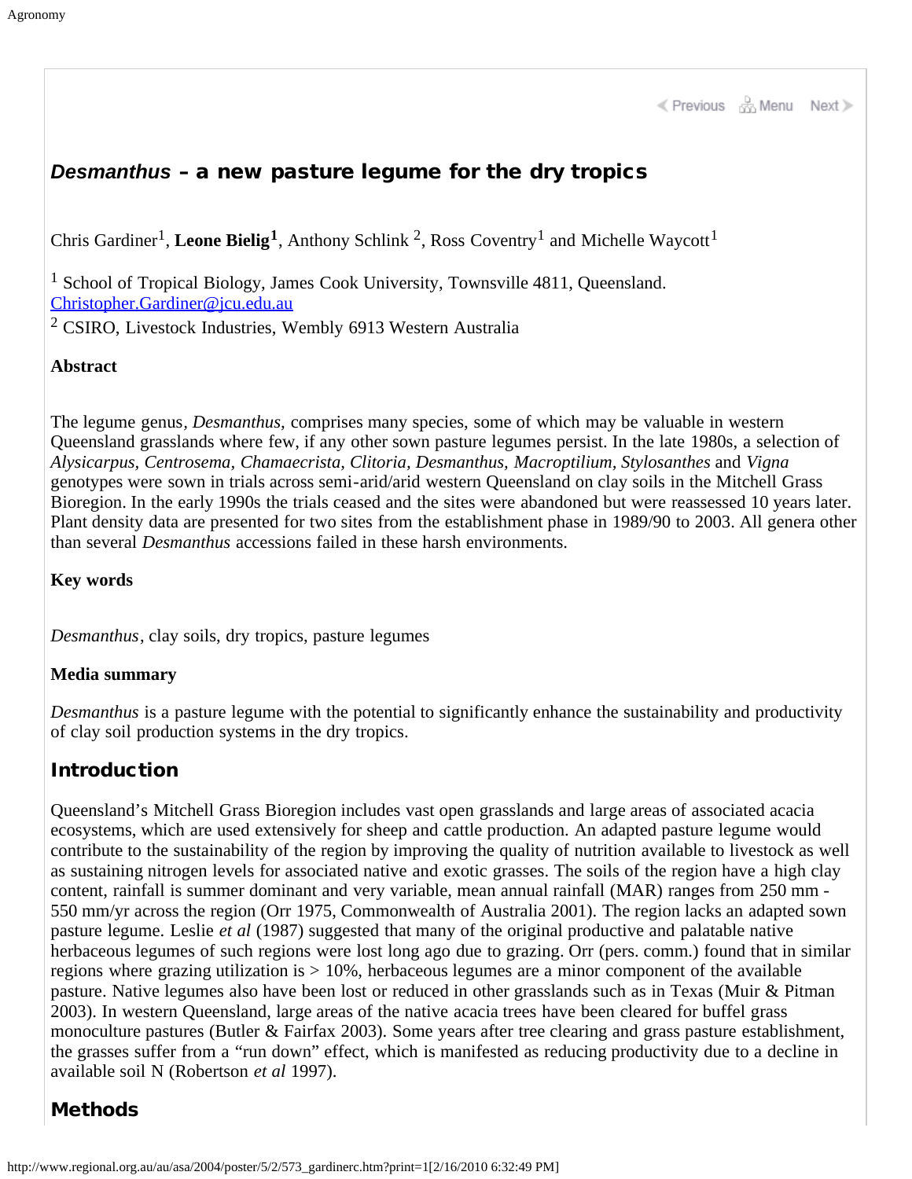# *Desmanthus* – a new pasture legume for the dry tropics

Chris Gardiner[1], **Leone Bielig[1]**, Anthony Schlink [2], Ross Coventry[1] and Michelle Waycott[1]

[1] School of Tropical Biology, James Cook University, Townsville 4811, Queensland. Christopher.Gardiner@jcu.edu.au

[2] CSIRO, Livestock Industries, Wembly 6913 Western Australia

**Abstract**

The legume genus, *Desmanthus,* comprises many species, some of which may be valuable in western Queensland grasslands where few, if any other sown pasture legumes persist. In the late 1980s, a selection of *Alysicarpus, Centrosema, Chamaecrista, Clitoria, Desmanthus, Macroptilium, Stylosanthes* and *Vigna* genotypes were sown in trials across semi-arid/arid western Queensland on clay soils in the Mitchell Grass Bioregion. In the early 1990s the trials ceased and the sites were abandoned but were reassessed 10 years later. Plant density data are presented for two sites from the establishment phase in 1989/90 to 2003. All genera other than several *Desmanthus* accessions failed in these harsh environments.

**Key words**

*Desmanthus*, clay soils, dry tropics, pasture legumes

**Media summary**

*Desmanthus* is a pasture legume with the potential to significantly enhance the sustainability and productivity of clay soil production systems in the dry tropics.

## Introduction

Queensland's Mitchell Grass Bioregion includes vast open grasslands and large areas of associated acacia ecosystems, which are used extensively for sheep and cattle production. An adapted pasture legume would contribute to the sustainability of the region by improving the quality of nutrition available to livestock as well as sustaining nitrogen levels for associated native and exotic grasses. The soils of the region have a high clay content, rainfall is summer dominant and very variable, mean annual rainfall (MAR) ranges from 250 mm - 550 mm/yr across the region (Orr 1975, Commonwealth of Australia 2001). The region lacks an adapted sown pasture legume. Leslie *et al* (1987) suggested that many of the original productive and palatable native herbaceous legumes of such regions were lost long ago due to grazing. Orr (pers. comm.) found that in similar regions where grazing utilization is > 10%, herbaceous legumes are a minor component of the available pasture. Native legumes also have been lost or reduced in other grasslands such as in Texas (Muir & Pitman 2003). In western Queensland, large areas of the native acacia trees have been cleared for buffel grass monoculture pastures (Butler & Fairfax 2003). Some years after tree clearing and grass pasture establishment, the grasses suffer from a "run down" effect, which is manifested as reducing productivity due to a decline in available soil N (Robertson *et al* 1997).

## Methods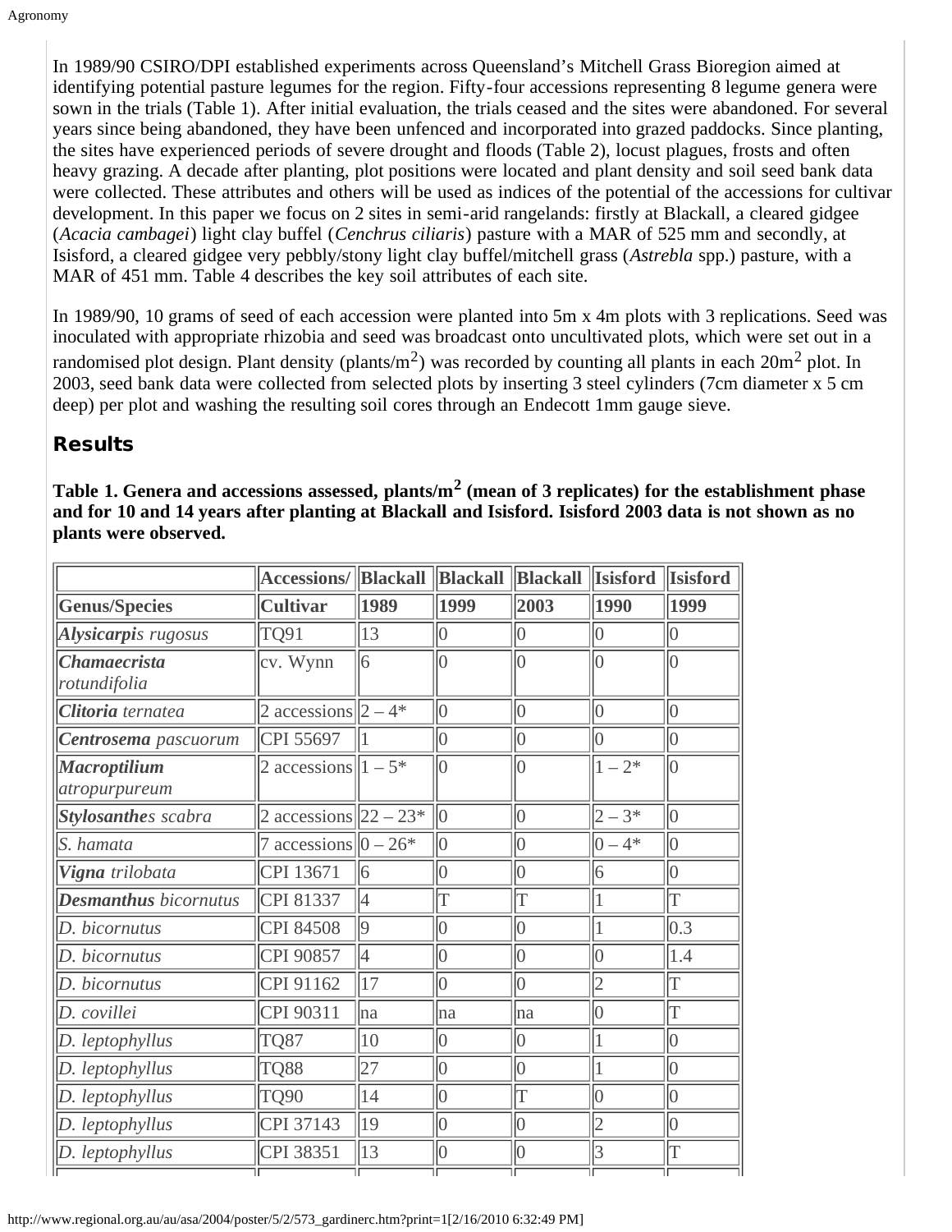In 1989/90 CSIRO/DPI established experiments across Queensland's Mitchell Grass Bioregion aimed at identifying potential pasture legumes for the region. Fifty-four accessions representing 8 legume genera were sown in the trials (Table 1). After initial evaluation, the trials ceased and the sites were abandoned. For several years since being abandoned, they have been unfenced and incorporated into grazed paddocks. Since planting, the sites have experienced periods of severe drought and floods (Table 2), locust plagues, frosts and often heavy grazing. A decade after planting, plot positions were located and plant density and soil seed bank data were collected. These attributes and others will be used as indices of the potential of the accessions for cultivar development. In this paper we focus on 2 sites in semi-arid rangelands: firstly at Blackall, a cleared gidgee (*Acacia cambagei*) light clay buffel (*Cenchrus ciliaris*) pasture with a MAR of 525 mm and secondly, at Isisford, a cleared gidgee very pebbly/stony light clay buffel/mitchell grass (*Astrebla* spp.) pasture, with a MAR of 451 mm. Table 4 describes the key soil attributes of each site.

In 1989/90, 10 grams of seed of each accession were planted into 5m x 4m plots with 3 replications. Seed was inoculated with appropriate rhizobia and seed was broadcast onto uncultivated plots, which were set out in a randomised plot design. Plant density (plants/$m^2$) was recorded by counting all plants in each 20$m^2$ plot. In 2003, seed bank data were collected from selected plots by inserting 3 steel cylinders (7cm diameter x 5 cm deep) per plot and washing the resulting soil cores through an Endecott 1mm gauge sieve.

## Results

**Table 1. Genera and accessions assessed, plants/$m^2$ (mean of 3 replicates) for the establishment phase and for 10 and 14 years after planting at Blackall and Isisford. Isisford 2003 data is not shown as no plants were observed.**

| | Accessions/ | Blackall | Blackall | Blackall | Isisford | Isisford |
|---|---|---|---|---|---|---|
| **Genus/Species** | **Cultivar** | **1989** | **1999** | **2003** | **1990** | **1999** |
| ***Alysicarpi**s rugosus* | TQ91 | 13 | 0 | 0 | 0 | 0 |
| ***Chamaecrista** rotundifolia* | cv. Wynn | 6 | 0 | 0 | 0 | 0 |
| ***Clitoria** ternatea* | 2 accessions | 2 – 4* | 0 | 0 | 0 | 0 |
| ***Centrosema** pascuorum* | CPI 55697 | 1 | 0 | 0 | 0 | 0 |
| ***Macroptilium** atropurpureum* | 2 accessions | 1 – 5* | 0 | 0 | 1 – 2* | 0 |
| ***Stylosanthe**s scabra* | 2 accessions | 22 – 23* | 0 | 0 | 2 – 3* | 0 |
| *S. hamata* | 7 accessions | 0 – 26* | 0 | 0 | 0 – 4* | 0 |
| ***Vigna** trilobata* | CPI 13671 | 6 | 0 | 0 | 6 | 0 |
| ***Desmanthus** bicornutus* | CPI 81337 | 4 | T | T | 1 | T |
| *D. bicornutus* | CPI 84508 | 9 | 0 | 0 | 1 | 0.3 |
| *D. bicornutus* | CPI 90857 | 4 | 0 | 0 | 0 | 1.4 |
| *D. bicornutus* | CPI 91162 | 17 | 0 | 0 | 2 | T |
| *D. covillei* | CPI 90311 | na | na | na | 0 | T |
| *D. leptophyllus* | TQ87 | 10 | 0 | 0 | 1 | 0 |
| *D. leptophyllus* | TQ88 | 27 | 0 | 0 | 1 | 0 |
| *D. leptophyllus* | TQ90 | 14 | 0 | T | 0 | 0 |
| *D. leptophyllus* | CPI 37143 | 19 | 0 | 0 | 2 | 0 |
| *D. leptophyllus* | CPI 38351 | 13 | 0 | 0 | 3 | T |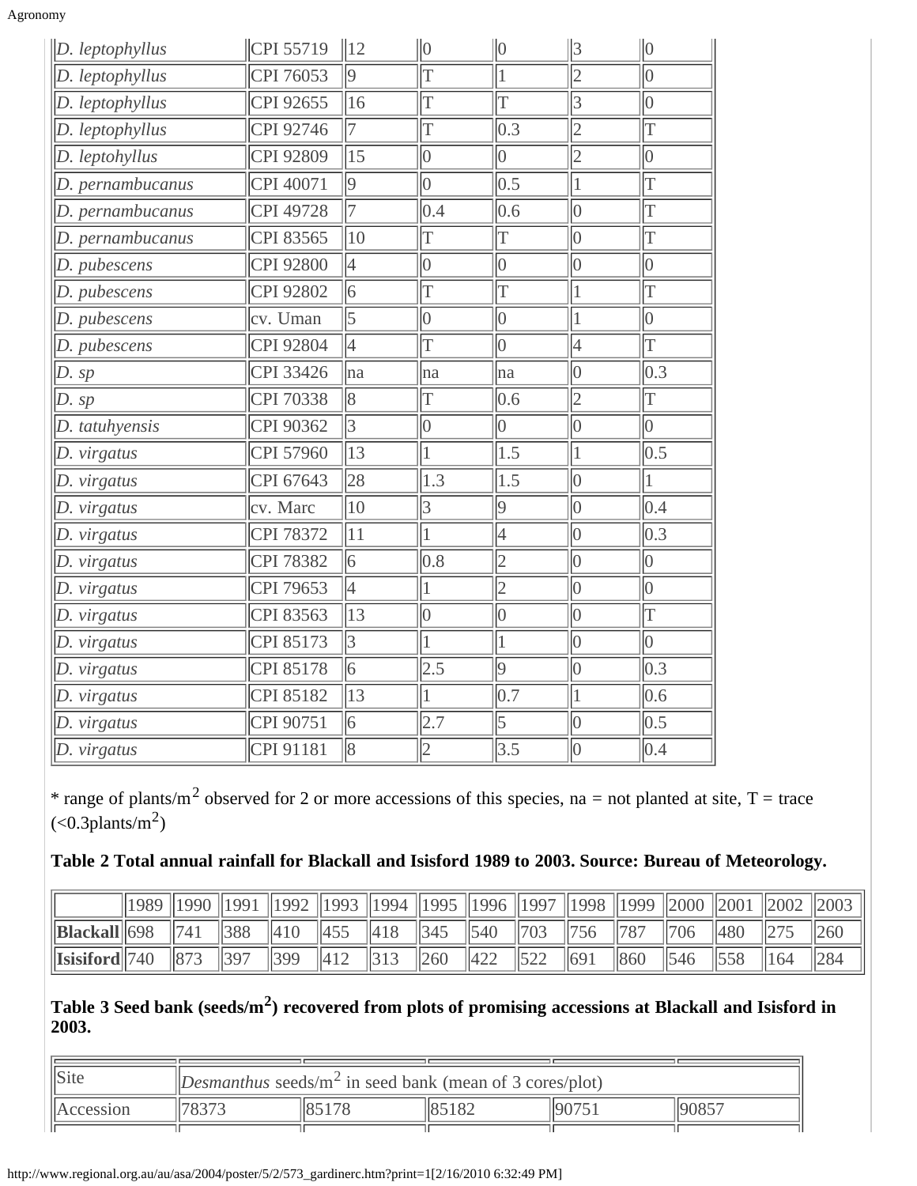| | | | | | | |
|---|---|---|---|---|---|---|
| *D. leptophyllus* | CPI 55719 | 12 | 0 | 0 | 3 | 0 |
| *D. leptophyllus* | CPI 76053 | 9 | T | 1 | 2 | 0 |
| *D. leptophyllus* | CPI 92655 | 16 | T | T | 3 | 0 |
| *D. leptophyllus* | CPI 92746 | 7 | T | 0.3 | 2 | T |
| *D. leptohyllus* | CPI 92809 | 15 | 0 | 0 | 2 | 0 |
| *D. pernambucanus* | CPI 40071 | 9 | 0 | 0.5 | 1 | T |
| *D. pernambucanus* | CPI 49728 | 7 | 0.4 | 0.6 | 0 | T |
| *D. pernambucanus* | CPI 83565 | 10 | T | T | 0 | T |
| *D. pubescens* | CPI 92800 | 4 | 0 | 0 | 0 | 0 |
| *D. pubescens* | CPI 92802 | 6 | T | T | 1 | T |
| *D. pubescens* | cv. Uman | 5 | 0 | 0 | 1 | 0 |
| *D. pubescens* | CPI 92804 | 4 | T | 0 | 4 | T |
| *D. sp* | CPI 33426 | na | na | na | 0 | 0.3 |
| *D. sp* | CPI 70338 | 8 | T | 0.6 | 2 | T |
| *D. tatuhyensis* | CPI 90362 | 3 | 0 | 0 | 0 | 0 |
| *D. virgatus* | CPI 57960 | 13 | 1 | 1.5 | 1 | 0.5 |
| *D. virgatus* | CPI 67643 | 28 | 1.3 | 1.5 | 0 | 1 |
| *D. virgatus* | cv. Marc | 10 | 3 | 9 | 0 | 0.4 |
| *D. virgatus* | CPI 78372 | 11 | 1 | 4 | 0 | 0.3 |
| *D. virgatus* | CPI 78382 | 6 | 0.8 | 2 | 0 | 0 |
| *D. virgatus* | CPI 79653 | 4 | 1 | 2 | 0 | 0 |
| *D. virgatus* | CPI 83563 | 13 | 0 | 0 | 0 | T |
| *D. virgatus* | CPI 85173 | 3 | 1 | 1 | 0 | 0 |
| *D. virgatus* | CPI 85178 | 6 | 2.5 | 9 | 0 | 0.3 |
| *D. virgatus* | CPI 85182 | 13 | 1 | 0.7 | 1 | 0.6 |
| *D. virgatus* | CPI 90751 | 6 | 2.7 | 5 | 0 | 0.5 |
| *D. virgatus* | CPI 91181 | 8 | 2 | 3.5 | 0 | 0.4 |

* range of plants/m$^2$ observed for 2 or more accessions of this species, na = not planted at site, T = trace (<0.3plants/m$^2$)

**Table 2 Total annual rainfall for Blackall and Isisford 1989 to 2003. Source: Bureau of Meteorology.**

| | 1989 | 1990 | 1991 | 1992 | 1993 | 1994 | 1995 | 1996 | 1997 | 1998 | 1999 | 2000 | 2001 | 2002 | 2003 |
|---|---|---|---|---|---|---|---|---|---|---|---|---|---|---|---|
| **Blackall** | 698 | 741 | 388 | 410 | 455 | 418 | 345 | 540 | 703 | 756 | 787 | 706 | 480 | 275 | 260 |
| **Isisiford** | 740 | 873 | 397 | 399 | 412 | 313 | 260 | 422 | 522 | 691 | 860 | 546 | 558 | 164 | 284 |

**Table 3 Seed bank (seeds/m$^2$) recovered from plots of promising accessions at Blackall and Isisford in 2003.**

| Site | *Desmanthus* seeds/m$^2$ in seed bank (mean of 3 cores/plot) | | | | |
|---|---|---|---|---|---|
| Accession | 78373 | 85178 | 85182 | 90751 | 90857 |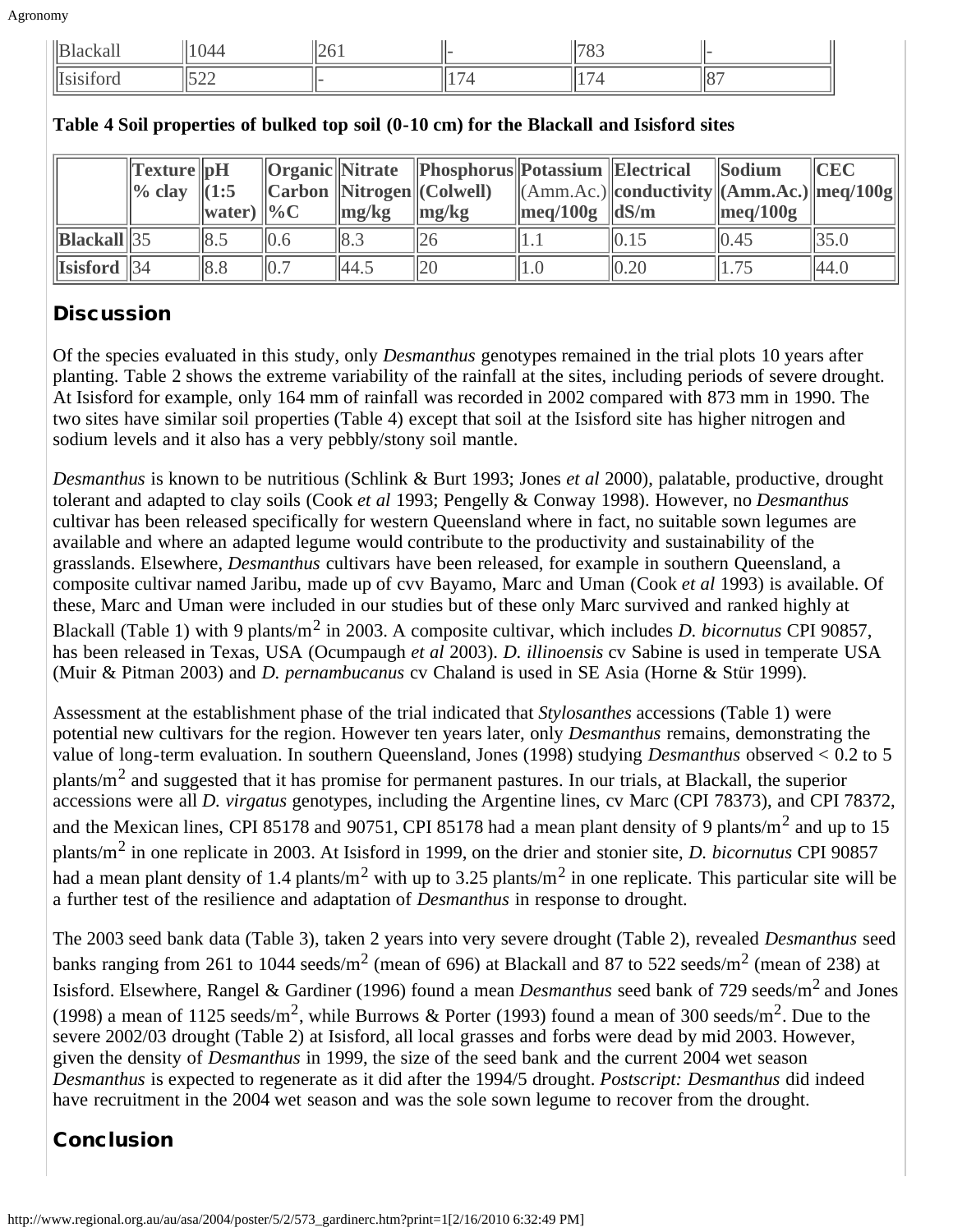| Blackall | 1044 | 261 | - | 783 | - |
|---|---|---|---|---|---|
| Isisiford | 522 | - | 174 | 174 | 87 |

**Table 4 Soil properties of bulked top soil (0-10 cm) for the Blackall and Isisford sites**

| | Texture % clay | pH (1:5 water) | Organic Carbon %C | Nitrate Nitrogen mg/kg | Phosphorus (Colwell) mg/kg | Potassium (Amm.Ac.) meq/100g | Electrical conductivity dS/m | Sodium (Amm.Ac.) meq/100g | CEC meq/100g |
|---|---|---|---|---|---|---|---|---|---|
| **Blackall** | 35 | 8.5 | 0.6 | 8.3 | 26 | 1.1 | 0.15 | 0.45 | 35.0 |
| **Isisford** | 34 | 8.8 | 0.7 | 44.5 | 20 | 1.0 | 0.20 | 1.75 | 44.0 |

## Discussion

Of the species evaluated in this study, only *Desmanthus* genotypes remained in the trial plots 10 years after planting. Table 2 shows the extreme variability of the rainfall at the sites, including periods of severe drought. At Isisford for example, only 164 mm of rainfall was recorded in 2002 compared with 873 mm in 1990. The two sites have similar soil properties (Table 4) except that soil at the Isisford site has higher nitrogen and sodium levels and it also has a very pebbly/stony soil mantle.

*Desmanthus* is known to be nutritious (Schlink & Burt 1993; Jones *et al* 2000), palatable, productive, drought tolerant and adapted to clay soils (Cook *et al* 1993; Pengelly & Conway 1998). However, no *Desmanthus* cultivar has been released specifically for western Queensland where in fact, no suitable sown legumes are available and where an adapted legume would contribute to the productivity and sustainability of the grasslands. Elsewhere, *Desmanthus* cultivars have been released, for example in southern Queensland, a composite cultivar named Jaribu, made up of cvv Bayamo, Marc and Uman (Cook *et al* 1993) is available. Of these, Marc and Uman were included in our studies but of these only Marc survived and ranked highly at Blackall (Table 1) with 9 plants/m$^2$ in 2003. A composite cultivar, which includes *D. bicornutus* CPI 90857, has been released in Texas, USA (Ocumpaugh *et al* 2003). *D. illinoensis* cv Sabine is used in temperate USA (Muir & Pitman 2003) and *D. pernambucanus* cv Chaland is used in SE Asia (Horne & Stür 1999).

Assessment at the establishment phase of the trial indicated that *Stylosanthes* accessions (Table 1) were potential new cultivars for the region. However ten years later, only *Desmanthus* remains, demonstrating the value of long-term evaluation. In southern Queensland, Jones (1998) studying *Desmanthus* observed < 0.2 to 5 plants/m$^2$ and suggested that it has promise for permanent pastures. In our trials, at Blackall, the superior accessions were all *D. virgatus* genotypes, including the Argentine lines, cv Marc (CPI 78373), and CPI 78372, and the Mexican lines, CPI 85178 and 90751, CPI 85178 had a mean plant density of 9 plants/m$^2$ and up to 15 plants/m$^2$ in one replicate in 2003. At Isisford in 1999, on the drier and stonier site, *D. bicornutus* CPI 90857 had a mean plant density of 1.4 plants/m$^2$ with up to 3.25 plants/m$^2$ in one replicate. This particular site will be a further test of the resilience and adaptation of *Desmanthus* in response to drought.

The 2003 seed bank data (Table 3), taken 2 years into very severe drought (Table 2), revealed *Desmanthus* seed banks ranging from 261 to 1044 seeds/m$^2$ (mean of 696) at Blackall and 87 to 522 seeds/m$^2$ (mean of 238) at Isisford. Elsewhere, Rangel & Gardiner (1996) found a mean *Desmanthus* seed bank of 729 seeds/m$^2$ and Jones (1998) a mean of 1125 seeds/m$^2$, while Burrows & Porter (1993) found a mean of 300 seeds/m$^2$. Due to the severe 2002/03 drought (Table 2) at Isisford, all local grasses and forbs were dead by mid 2003. However, given the density of *Desmanthus* in 1999, the size of the seed bank and the current 2004 wet season *Desmanthus* is expected to regenerate as it did after the 1994/5 drought. *Postscript: Desmanthus* did indeed have recruitment in the 2004 wet season and was the sole sown legume to recover from the drought.

## Conclusion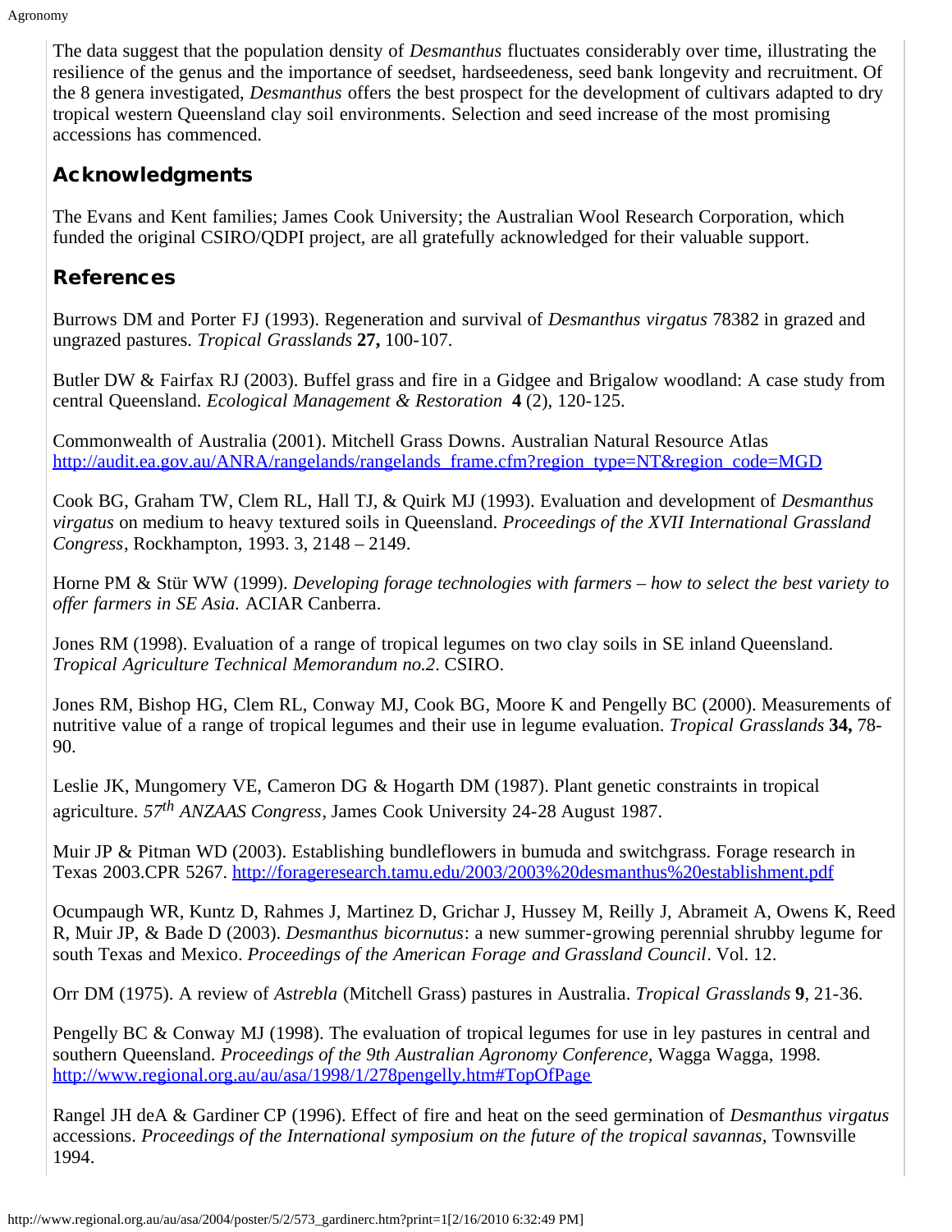The data suggest that the population density of *Desmanthus* fluctuates considerably over time, illustrating the resilience of the genus and the importance of seedset, hardseedeness, seed bank longevity and recruitment. Of the 8 genera investigated, *Desmanthus* offers the best prospect for the development of cultivars adapted to dry tropical western Queensland clay soil environments. Selection and seed increase of the most promising accessions has commenced.

## Acknowledgments

The Evans and Kent families; James Cook University; the Australian Wool Research Corporation, which funded the original CSIRO/QDPI project, are all gratefully acknowledged for their valuable support.

## References

Burrows DM and Porter FJ (1993). Regeneration and survival of *Desmanthus virgatus* 78382 in grazed and ungrazed pastures. *Tropical Grasslands* **27,** 100-107.

Butler DW & Fairfax RJ (2003). Buffel grass and fire in a Gidgee and Brigalow woodland: A case study from central Queensland. *Ecological Management & Restoration* **4** (2), 120-125.

Commonwealth of Australia (2001). Mitchell Grass Downs. Australian Natural Resource Atlas http://audit.ea.gov.au/ANRA/rangelands/rangelands_frame.cfm?region_type=NT&region_code=MGD

Cook BG, Graham TW, Clem RL, Hall TJ, & Quirk MJ (1993). Evaluation and development of *Desmanthus virgatus* on medium to heavy textured soils in Queensland. *Proceedings of the XVII International Grassland Congress*, Rockhampton, 1993. 3, 2148 – 2149.

Horne PM & Stür WW (1999). *Developing forage technologies with farmers – how to select the best variety to offer farmers in SE Asia.* ACIAR Canberra.

Jones RM (1998). Evaluation of a range of tropical legumes on two clay soils in SE inland Queensland. *Tropical Agriculture Technical Memorandum no.2*. CSIRO.

Jones RM, Bishop HG, Clem RL, Conway MJ, Cook BG, Moore K and Pengelly BC (2000). Measurements of nutritive value of a range of tropical legumes and their use in legume evaluation. *Tropical Grasslands* **34,** 78-90.

Leslie JK, Mungomery VE, Cameron DG & Hogarth DM (1987). Plant genetic constraints in tropical agriculture. *57th ANZAAS Congress*, James Cook University 24-28 August 1987.

Muir JP & Pitman WD (2003). Establishing bundleflowers in bumuda and switchgrass. Forage research in Texas 2003.CPR 5267. http://forageresearch.tamu.edu/2003/2003%20desmanthus%20establishment.pdf

Ocumpaugh WR, Kuntz D, Rahmes J, Martinez D, Grichar J, Hussey M, Reilly J, Abrameit A, Owens K, Reed R, Muir JP, & Bade D (2003). *Desmanthus bicornutus*: a new summer-growing perennial shrubby legume for south Texas and Mexico. *Proceedings of the American Forage and Grassland Council*. Vol. 12.

Orr DM (1975). A review of *Astrebla* (Mitchell Grass) pastures in Australia. *Tropical Grasslands* **9**, 21-36.

Pengelly BC & Conway MJ (1998). The evaluation of tropical legumes for use in ley pastures in central and southern Queensland. *Proceedings of the 9th Australian Agronomy Conference,* Wagga Wagga, 1998. http://www.regional.org.au/au/asa/1998/1/278pengelly.htm#TopOfPage

Rangel JH deA & Gardiner CP (1996). Effect of fire and heat on the seed germination of *Desmanthus virgatus* accessions. *Proceedings of the International symposium on the future of the tropical savannas,* Townsville 1994.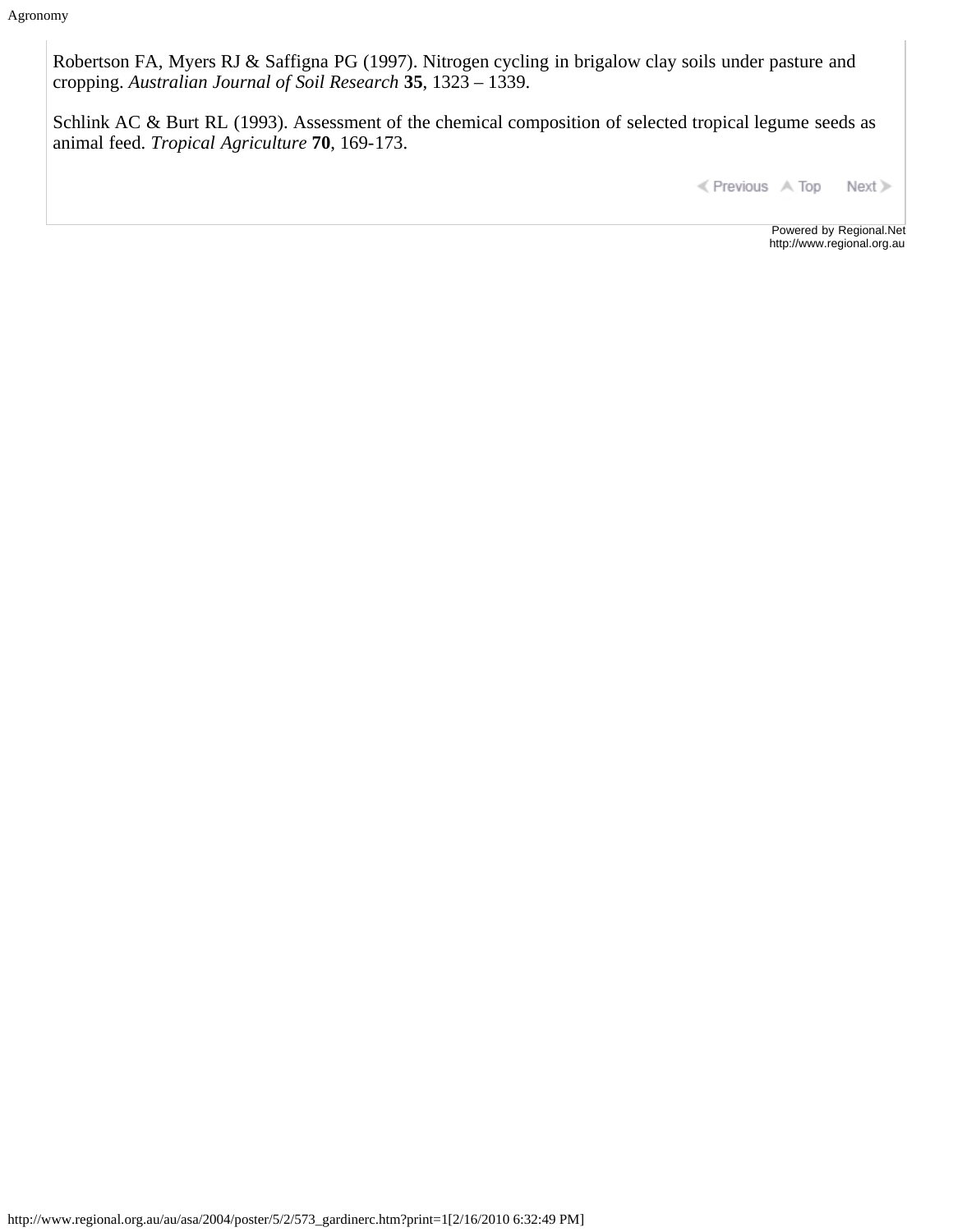Robertson FA, Myers RJ & Saffigna PG (1997). Nitrogen cycling in brigalow clay soils under pasture and cropping. *Australian Journal of Soil Research* **35**, 1323 – 1339.

Schlink AC & Burt RL (1993). Assessment of the chemical composition of selected tropical legume seeds as animal feed. *Tropical Agriculture* **70**, 169-173.